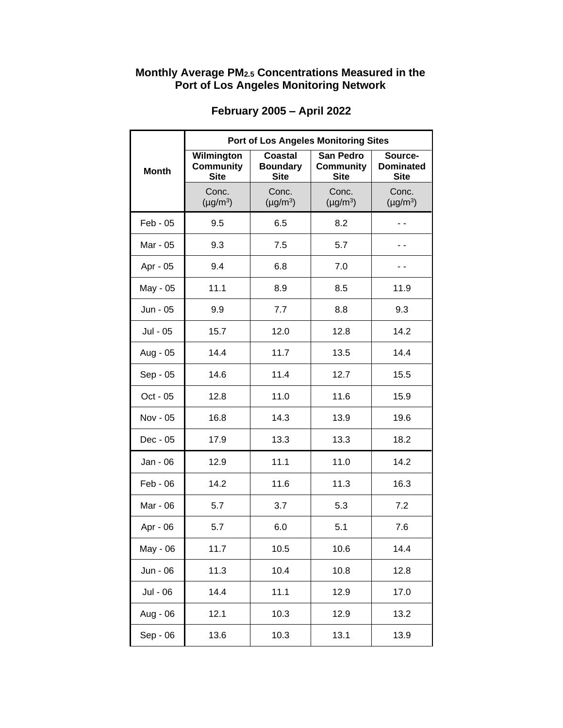# Monthly Average $PM_{2.5}$ Concentrations Measured in the Port of Los Angeles Monitoring Network

## February 2005 – April 2022

| Month | Port of Los Angeles Monitoring Sites | | | |
|---|---|---|---|---|
| | Wilmington Community Site | Coastal Boundary Site | San Pedro Community Site | Source-Dominated Site |
| | Conc. (μg/m$^3$) | Conc. (μg/m$^3$) | Conc. (μg/m$^3$) | Conc. (μg/m$^3$) |
| Feb - 05 | 9.5 | 6.5 | 8.2 | - - |
| Mar - 05 | 9.3 | 7.5 | 5.7 | - - |
| Apr - 05 | 9.4 | 6.8 | 7.0 | - - |
| May - 05 | 11.1 | 8.9 | 8.5 | 11.9 |
| Jun - 05 | 9.9 | 7.7 | 8.8 | 9.3 |
| Jul - 05 | 15.7 | 12.0 | 12.8 | 14.2 |
| Aug - 05 | 14.4 | 11.7 | 13.5 | 14.4 |
| Sep - 05 | 14.6 | 11.4 | 12.7 | 15.5 |
| Oct - 05 | 12.8 | 11.0 | 11.6 | 15.9 |
| Nov - 05 | 16.8 | 14.3 | 13.9 | 19.6 |
| Dec - 05 | 17.9 | 13.3 | 13.3 | 18.2 |
| Jan - 06 | 12.9 | 11.1 | 11.0 | 14.2 |
| Feb - 06 | 14.2 | 11.6 | 11.3 | 16.3 |
| Mar - 06 | 5.7 | 3.7 | 5.3 | 7.2 |
| Apr - 06 | 5.7 | 6.0 | 5.1 | 7.6 |
| May - 06 | 11.7 | 10.5 | 10.6 | 14.4 |
| Jun - 06 | 11.3 | 10.4 | 10.8 | 12.8 |
| Jul - 06 | 14.4 | 11.1 | 12.9 | 17.0 |
| Aug - 06 | 12.1 | 10.3 | 12.9 | 13.2 |
| Sep - 06 | 13.6 | 10.3 | 13.1 | 13.9 |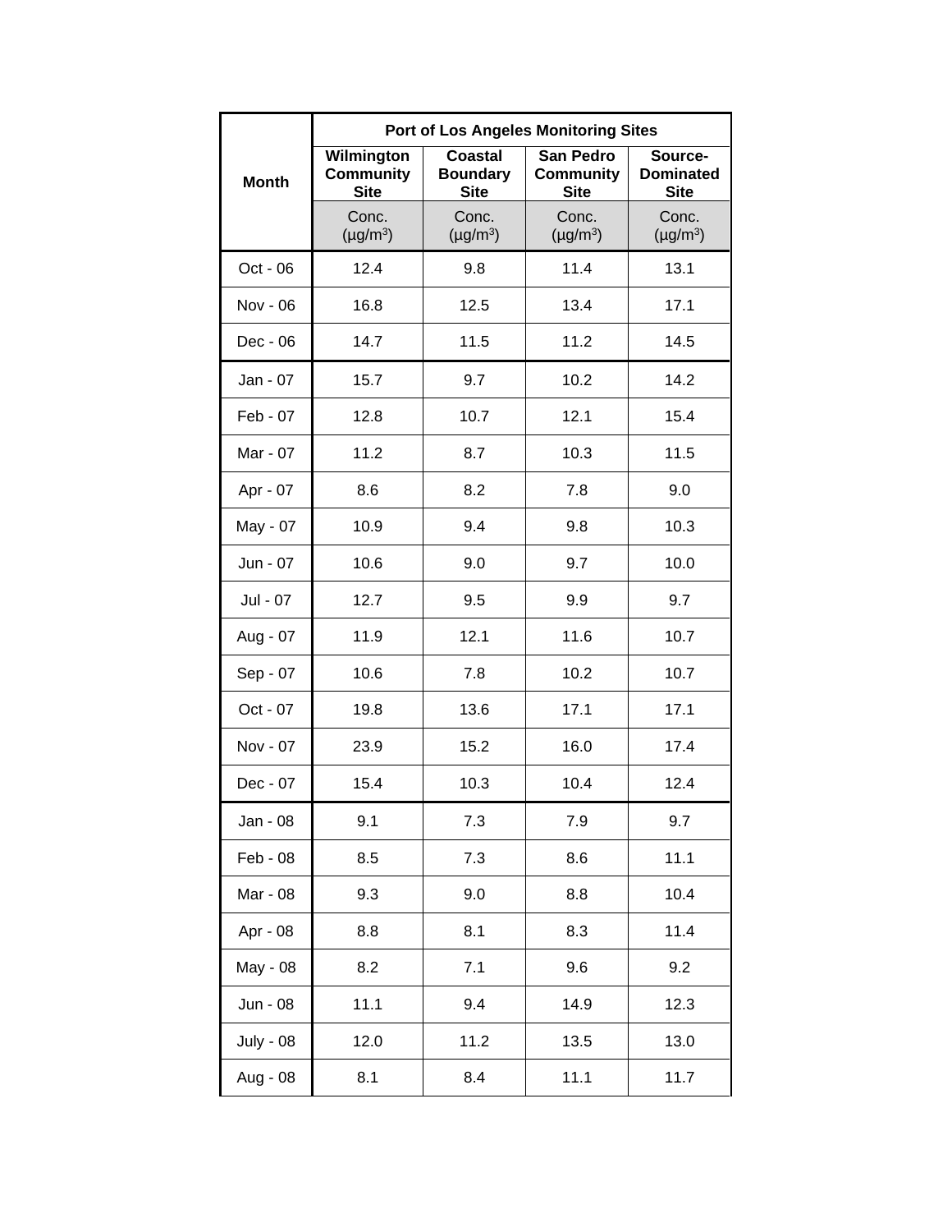| Month | Port of Los Angeles Monitoring Sites | | | |
|---|---|---|---|---|
| | Wilmington Community Site | Coastal Boundary Site | San Pedro Community Site | Source-Dominated Site |
| | Conc. (μg/m$^3$) | Conc. (μg/m$^3$) | Conc. (μg/m$^3$) | Conc. (μg/m$^3$) |
| Oct - 06 | 12.4 | 9.8 | 11.4 | 13.1 |
| Nov - 06 | 16.8 | 12.5 | 13.4 | 17.1 |
| Dec - 06 | 14.7 | 11.5 | 11.2 | 14.5 |
| Jan - 07 | 15.7 | 9.7 | 10.2 | 14.2 |
| Feb - 07 | 12.8 | 10.7 | 12.1 | 15.4 |
| Mar - 07 | 11.2 | 8.7 | 10.3 | 11.5 |
| Apr - 07 | 8.6 | 8.2 | 7.8 | 9.0 |
| May - 07 | 10.9 | 9.4 | 9.8 | 10.3 |
| Jun - 07 | 10.6 | 9.0 | 9.7 | 10.0 |
| Jul - 07 | 12.7 | 9.5 | 9.9 | 9.7 |
| Aug - 07 | 11.9 | 12.1 | 11.6 | 10.7 |
| Sep - 07 | 10.6 | 7.8 | 10.2 | 10.7 |
| Oct - 07 | 19.8 | 13.6 | 17.1 | 17.1 |
| Nov - 07 | 23.9 | 15.2 | 16.0 | 17.4 |
| Dec - 07 | 15.4 | 10.3 | 10.4 | 12.4 |
| Jan - 08 | 9.1 | 7.3 | 7.9 | 9.7 |
| Feb - 08 | 8.5 | 7.3 | 8.6 | 11.1 |
| Mar - 08 | 9.3 | 9.0 | 8.8 | 10.4 |
| Apr - 08 | 8.8 | 8.1 | 8.3 | 11.4 |
| May - 08 | 8.2 | 7.1 | 9.6 | 9.2 |
| Jun - 08 | 11.1 | 9.4 | 14.9 | 12.3 |
| July - 08 | 12.0 | 11.2 | 13.5 | 13.0 |
| Aug - 08 | 8.1 | 8.4 | 11.1 | 11.7 |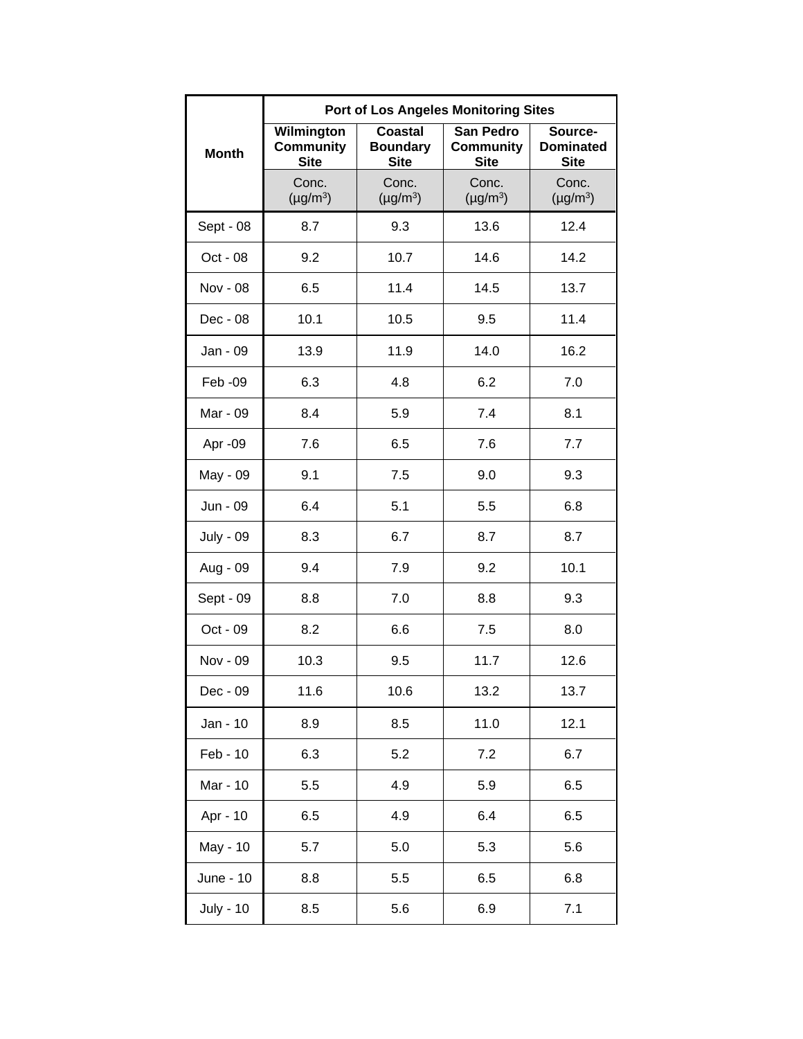| Month | Port of Los Angeles Monitoring Sites | | | |
|---|---|---|---|---|
| | Wilmington Community Site | Coastal Boundary Site | San Pedro Community Site | Source-Dominated Site |
| | Conc. (μg/m$^3$) | Conc. (μg/m$^3$) | Conc. (μg/m$^3$) | Conc. (μg/m$^3$) |
| Sept - 08 | 8.7 | 9.3 | 13.6 | 12.4 |
| Oct - 08 | 9.2 | 10.7 | 14.6 | 14.2 |
| Nov - 08 | 6.5 | 11.4 | 14.5 | 13.7 |
| Dec - 08 | 10.1 | 10.5 | 9.5 | 11.4 |
| Jan - 09 | 13.9 | 11.9 | 14.0 | 16.2 |
| Feb -09 | 6.3 | 4.8 | 6.2 | 7.0 |
| Mar - 09 | 8.4 | 5.9 | 7.4 | 8.1 |
| Apr -09 | 7.6 | 6.5 | 7.6 | 7.7 |
| May - 09 | 9.1 | 7.5 | 9.0 | 9.3 |
| Jun - 09 | 6.4 | 5.1 | 5.5 | 6.8 |
| July - 09 | 8.3 | 6.7 | 8.7 | 8.7 |
| Aug - 09 | 9.4 | 7.9 | 9.2 | 10.1 |
| Sept - 09 | 8.8 | 7.0 | 8.8 | 9.3 |
| Oct - 09 | 8.2 | 6.6 | 7.5 | 8.0 |
| Nov - 09 | 10.3 | 9.5 | 11.7 | 12.6 |
| Dec - 09 | 11.6 | 10.6 | 13.2 | 13.7 |
| Jan - 10 | 8.9 | 8.5 | 11.0 | 12.1 |
| Feb - 10 | 6.3 | 5.2 | 7.2 | 6.7 |
| Mar - 10 | 5.5 | 4.9 | 5.9 | 6.5 |
| Apr - 10 | 6.5 | 4.9 | 6.4 | 6.5 |
| May - 10 | 5.7 | 5.0 | 5.3 | 5.6 |
| June - 10 | 8.8 | 5.5 | 6.5 | 6.8 |
| July - 10 | 8.5 | 5.6 | 6.9 | 7.1 |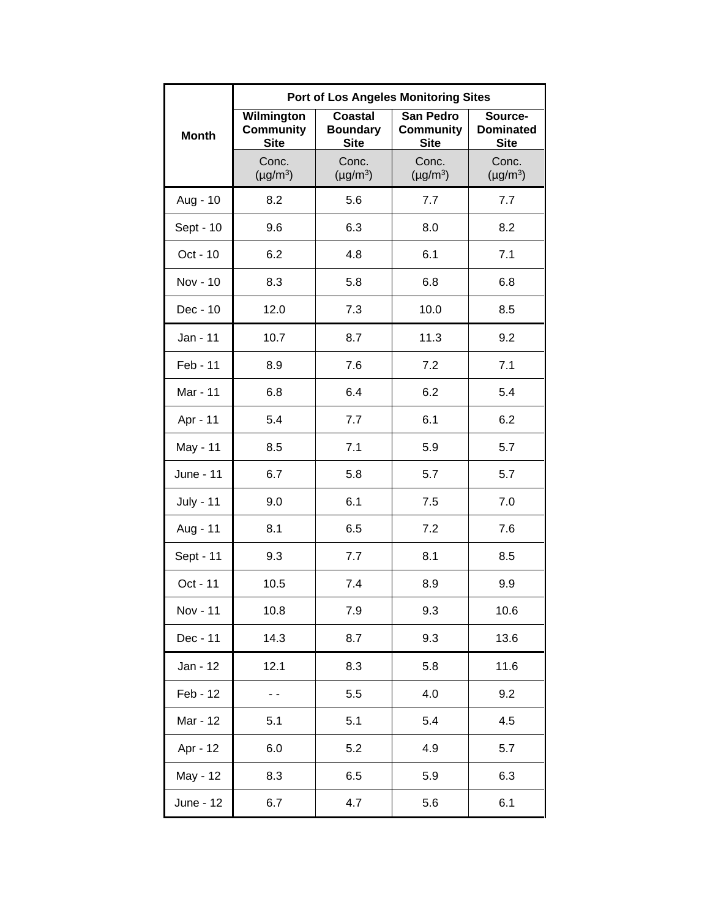| Month | Port of Los Angeles Monitoring Sites | | | |
|---|---|---|---|---|
| | Wilmington Community Site | Coastal Boundary Site | San Pedro Community Site | Source-Dominated Site |
| | Conc. (µg/m$^3$) | Conc. (µg/m$^3$) | Conc. (µg/m$^3$) | Conc. (µg/m$^3$) |
| Aug - 10 | 8.2 | 5.6 | 7.7 | 7.7 |
| Sept - 10 | 9.6 | 6.3 | 8.0 | 8.2 |
| Oct - 10 | 6.2 | 4.8 | 6.1 | 7.1 |
| Nov - 10 | 8.3 | 5.8 | 6.8 | 6.8 |
| Dec - 10 | 12.0 | 7.3 | 10.0 | 8.5 |
| Jan - 11 | 10.7 | 8.7 | 11.3 | 9.2 |
| Feb - 11 | 8.9 | 7.6 | 7.2 | 7.1 |
| Mar - 11 | 6.8 | 6.4 | 6.2 | 5.4 |
| Apr - 11 | 5.4 | 7.7 | 6.1 | 6.2 |
| May - 11 | 8.5 | 7.1 | 5.9 | 5.7 |
| June - 11 | 6.7 | 5.8 | 5.7 | 5.7 |
| July - 11 | 9.0 | 6.1 | 7.5 | 7.0 |
| Aug - 11 | 8.1 | 6.5 | 7.2 | 7.6 |
| Sept - 11 | 9.3 | 7.7 | 8.1 | 8.5 |
| Oct - 11 | 10.5 | 7.4 | 8.9 | 9.9 |
| Nov - 11 | 10.8 | 7.9 | 9.3 | 10.6 |
| Dec - 11 | 14.3 | 8.7 | 9.3 | 13.6 |
| Jan - 12 | 12.1 | 8.3 | 5.8 | 11.6 |
| Feb - 12 | - - | 5.5 | 4.0 | 9.2 |
| Mar - 12 | 5.1 | 5.1 | 5.4 | 4.5 |
| Apr - 12 | 6.0 | 5.2 | 4.9 | 5.7 |
| May - 12 | 8.3 | 6.5 | 5.9 | 6.3 |
| June - 12 | 6.7 | 4.7 | 5.6 | 6.1 |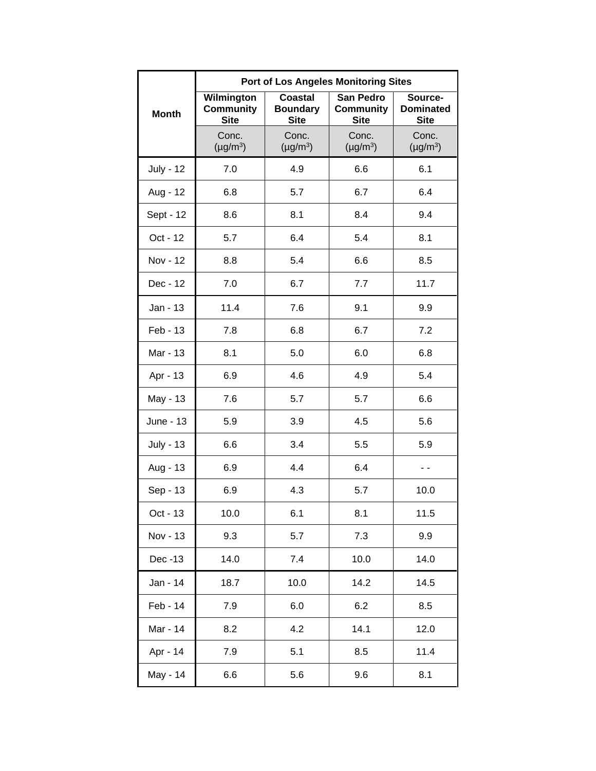| Month | Port of Los Angeles Monitoring Sites | | | |
|---|---|---|---|---|
| | Wilmington Community Site | Coastal Boundary Site | San Pedro Community Site | Source-Dominated Site |
| | Conc. (μg/m$^3$) | Conc. (μg/m$^3$) | Conc. (μg/m$^3$) | Conc. (μg/m$^3$) |
| July - 12 | 7.0 | 4.9 | 6.6 | 6.1 |
| Aug - 12 | 6.8 | 5.7 | 6.7 | 6.4 |
| Sept - 12 | 8.6 | 8.1 | 8.4 | 9.4 |
| Oct - 12 | 5.7 | 6.4 | 5.4 | 8.1 |
| Nov - 12 | 8.8 | 5.4 | 6.6 | 8.5 |
| Dec - 12 | 7.0 | 6.7 | 7.7 | 11.7 |
| Jan - 13 | 11.4 | 7.6 | 9.1 | 9.9 |
| Feb - 13 | 7.8 | 6.8 | 6.7 | 7.2 |
| Mar - 13 | 8.1 | 5.0 | 6.0 | 6.8 |
| Apr - 13 | 6.9 | 4.6 | 4.9 | 5.4 |
| May - 13 | 7.6 | 5.7 | 5.7 | 6.6 |
| June - 13 | 5.9 | 3.9 | 4.5 | 5.6 |
| July - 13 | 6.6 | 3.4 | 5.5 | 5.9 |
| Aug - 13 | 6.9 | 4.4 | 6.4 | - - |
| Sep - 13 | 6.9 | 4.3 | 5.7 | 10.0 |
| Oct - 13 | 10.0 | 6.1 | 8.1 | 11.5 |
| Nov - 13 | 9.3 | 5.7 | 7.3 | 9.9 |
| Dec -13 | 14.0 | 7.4 | 10.0 | 14.0 |
| Jan - 14 | 18.7 | 10.0 | 14.2 | 14.5 |
| Feb - 14 | 7.9 | 6.0 | 6.2 | 8.5 |
| Mar - 14 | 8.2 | 4.2 | 14.1 | 12.0 |
| Apr - 14 | 7.9 | 5.1 | 8.5 | 11.4 |
| May - 14 | 6.6 | 5.6 | 9.6 | 8.1 |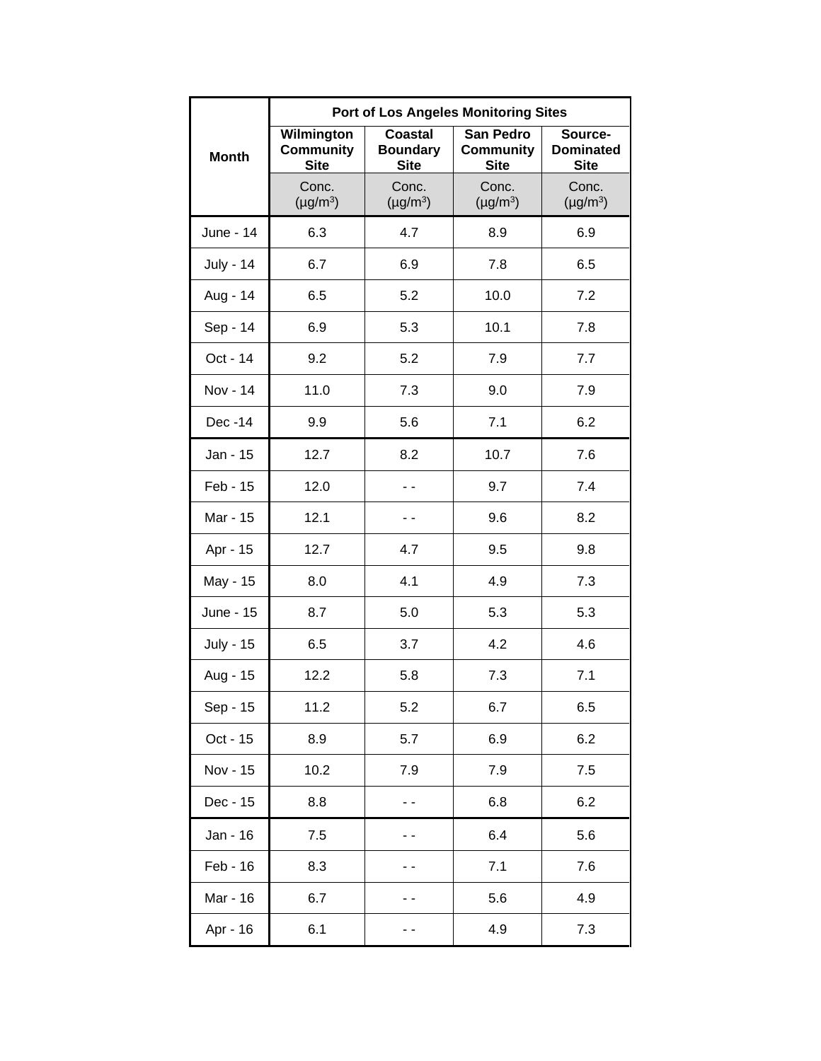| Month | Port of Los Angeles Monitoring Sites | | | |
|---|---|---|---|---|
| | Wilmington Community Site | Coastal Boundary Site | San Pedro Community Site | Source-Dominated Site |
| | Conc. (µg/m$^3$) | Conc. (µg/m$^3$) | Conc. (µg/m$^3$) | Conc. (µg/m$^3$) |
| June - 14 | 6.3 | 4.7 | 8.9 | 6.9 |
| July - 14 | 6.7 | 6.9 | 7.8 | 6.5 |
| Aug - 14 | 6.5 | 5.2 | 10.0 | 7.2 |
| Sep - 14 | 6.9 | 5.3 | 10.1 | 7.8 |
| Oct - 14 | 9.2 | 5.2 | 7.9 | 7.7 |
| Nov - 14 | 11.0 | 7.3 | 9.0 | 7.9 |
| Dec -14 | 9.9 | 5.6 | 7.1 | 6.2 |
| Jan - 15 | 12.7 | 8.2 | 10.7 | 7.6 |
| Feb - 15 | 12.0 | - - | 9.7 | 7.4 |
| Mar - 15 | 12.1 | - - | 9.6 | 8.2 |
| Apr - 15 | 12.7 | 4.7 | 9.5 | 9.8 |
| May - 15 | 8.0 | 4.1 | 4.9 | 7.3 |
| June - 15 | 8.7 | 5.0 | 5.3 | 5.3 |
| July - 15 | 6.5 | 3.7 | 4.2 | 4.6 |
| Aug - 15 | 12.2 | 5.8 | 7.3 | 7.1 |
| Sep - 15 | 11.2 | 5.2 | 6.7 | 6.5 |
| Oct - 15 | 8.9 | 5.7 | 6.9 | 6.2 |
| Nov - 15 | 10.2 | 7.9 | 7.9 | 7.5 |
| Dec - 15 | 8.8 | - - | 6.8 | 6.2 |
| Jan - 16 | 7.5 | - - | 6.4 | 5.6 |
| Feb - 16 | 8.3 | - - | 7.1 | 7.6 |
| Mar - 16 | 6.7 | - - | 5.6 | 4.9 |
| Apr - 16 | 6.1 | - - | 4.9 | 7.3 |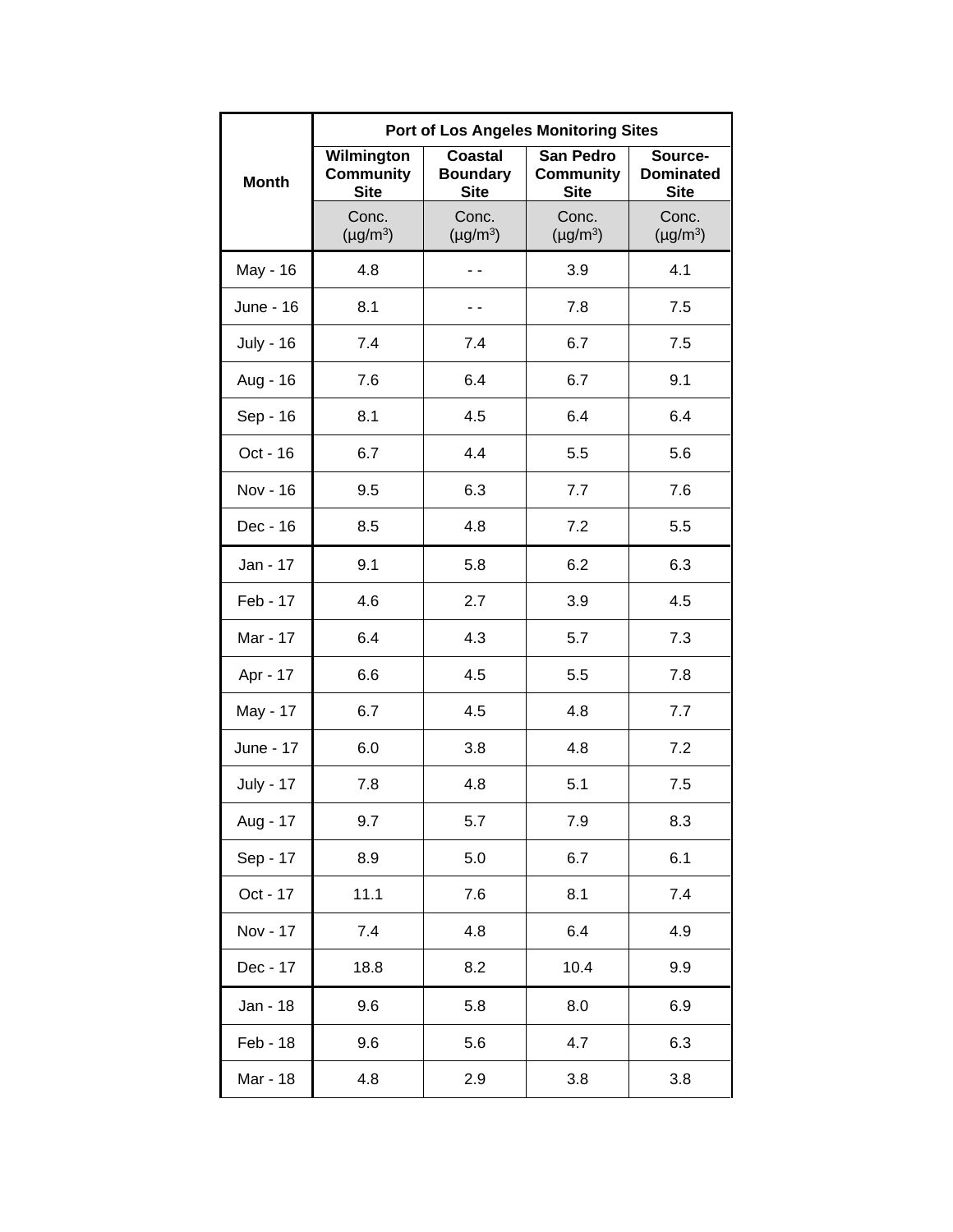| Month | Port of Los Angeles Monitoring Sites | | | |
|---|---|---|---|---|
| | Wilmington Community Site | Coastal Boundary Site | San Pedro Community Site | Source-Dominated Site |
| | Conc. (μg/m$^3$) | Conc. (μg/m$^3$) | Conc. (μg/m$^3$) | Conc. (μg/m$^3$) |
| May - 16 | 4.8 | - - | 3.9 | 4.1 |
| June - 16 | 8.1 | - - | 7.8 | 7.5 |
| July - 16 | 7.4 | 7.4 | 6.7 | 7.5 |
| Aug - 16 | 7.6 | 6.4 | 6.7 | 9.1 |
| Sep - 16 | 8.1 | 4.5 | 6.4 | 6.4 |
| Oct - 16 | 6.7 | 4.4 | 5.5 | 5.6 |
| Nov - 16 | 9.5 | 6.3 | 7.7 | 7.6 |
| Dec - 16 | 8.5 | 4.8 | 7.2 | 5.5 |
| Jan - 17 | 9.1 | 5.8 | 6.2 | 6.3 |
| Feb - 17 | 4.6 | 2.7 | 3.9 | 4.5 |
| Mar - 17 | 6.4 | 4.3 | 5.7 | 7.3 |
| Apr - 17 | 6.6 | 4.5 | 5.5 | 7.8 |
| May - 17 | 6.7 | 4.5 | 4.8 | 7.7 |
| June - 17 | 6.0 | 3.8 | 4.8 | 7.2 |
| July - 17 | 7.8 | 4.8 | 5.1 | 7.5 |
| Aug - 17 | 9.7 | 5.7 | 7.9 | 8.3 |
| Sep - 17 | 8.9 | 5.0 | 6.7 | 6.1 |
| Oct - 17 | 11.1 | 7.6 | 8.1 | 7.4 |
| Nov - 17 | 7.4 | 4.8 | 6.4 | 4.9 |
| Dec - 17 | 18.8 | 8.2 | 10.4 | 9.9 |
| Jan - 18 | 9.6 | 5.8 | 8.0 | 6.9 |
| Feb - 18 | 9.6 | 5.6 | 4.7 | 6.3 |
| Mar - 18 | 4.8 | 2.9 | 3.8 | 3.8 |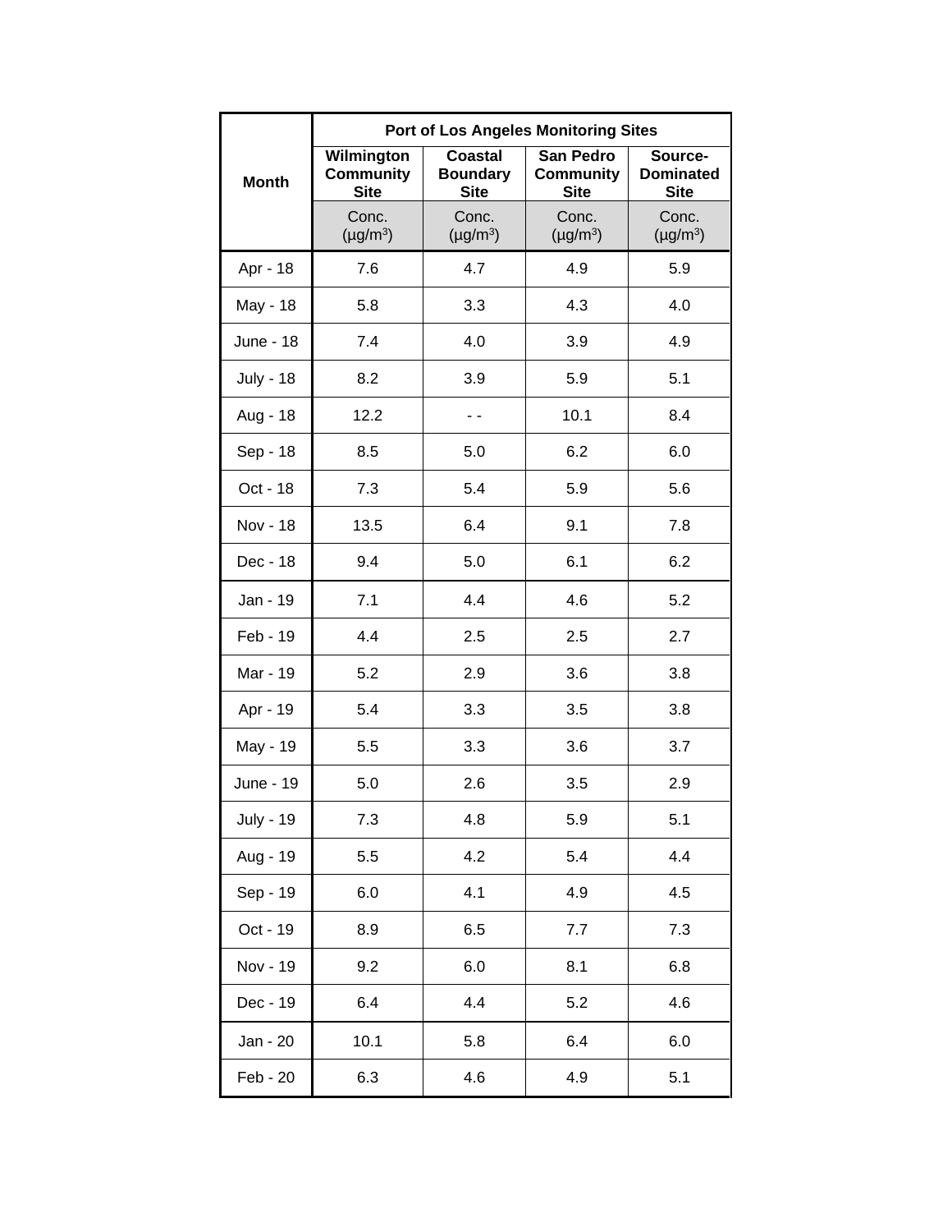| Month | Port of Los Angeles Monitoring Sites | | | |
|---|---|---|---|---|
| | Wilmington Community Site | Coastal Boundary Site | San Pedro Community Site | Source-Dominated Site |
| | Conc. (µg/m³) | Conc. (µg/m³) | Conc. (µg/m³) | Conc. (µg/m³) |
| Apr - 18 | 7.6 | 4.7 | 4.9 | 5.9 |
| May - 18 | 5.8 | 3.3 | 4.3 | 4.0 |
| June - 18 | 7.4 | 4.0 | 3.9 | 4.9 |
| July - 18 | 8.2 | 3.9 | 5.9 | 5.1 |
| Aug - 18 | 12.2 | - - | 10.1 | 8.4 |
| Sep - 18 | 8.5 | 5.0 | 6.2 | 6.0 |
| Oct - 18 | 7.3 | 5.4 | 5.9 | 5.6 |
| Nov - 18 | 13.5 | 6.4 | 9.1 | 7.8 |
| Dec - 18 | 9.4 | 5.0 | 6.1 | 6.2 |
| Jan - 19 | 7.1 | 4.4 | 4.6 | 5.2 |
| Feb - 19 | 4.4 | 2.5 | 2.5 | 2.7 |
| Mar - 19 | 5.2 | 2.9 | 3.6 | 3.8 |
| Apr - 19 | 5.4 | 3.3 | 3.5 | 3.8 |
| May - 19 | 5.5 | 3.3 | 3.6 | 3.7 |
| June - 19 | 5.0 | 2.6 | 3.5 | 2.9 |
| July - 19 | 7.3 | 4.8 | 5.9 | 5.1 |
| Aug - 19 | 5.5 | 4.2 | 5.4 | 4.4 |
| Sep - 19 | 6.0 | 4.1 | 4.9 | 4.5 |
| Oct - 19 | 8.9 | 6.5 | 7.7 | 7.3 |
| Nov - 19 | 9.2 | 6.0 | 8.1 | 6.8 |
| Dec - 19 | 6.4 | 4.4 | 5.2 | 4.6 |
| Jan - 20 | 10.1 | 5.8 | 6.4 | 6.0 |
| Feb - 20 | 6.3 | 4.6 | 4.9 | 5.1 |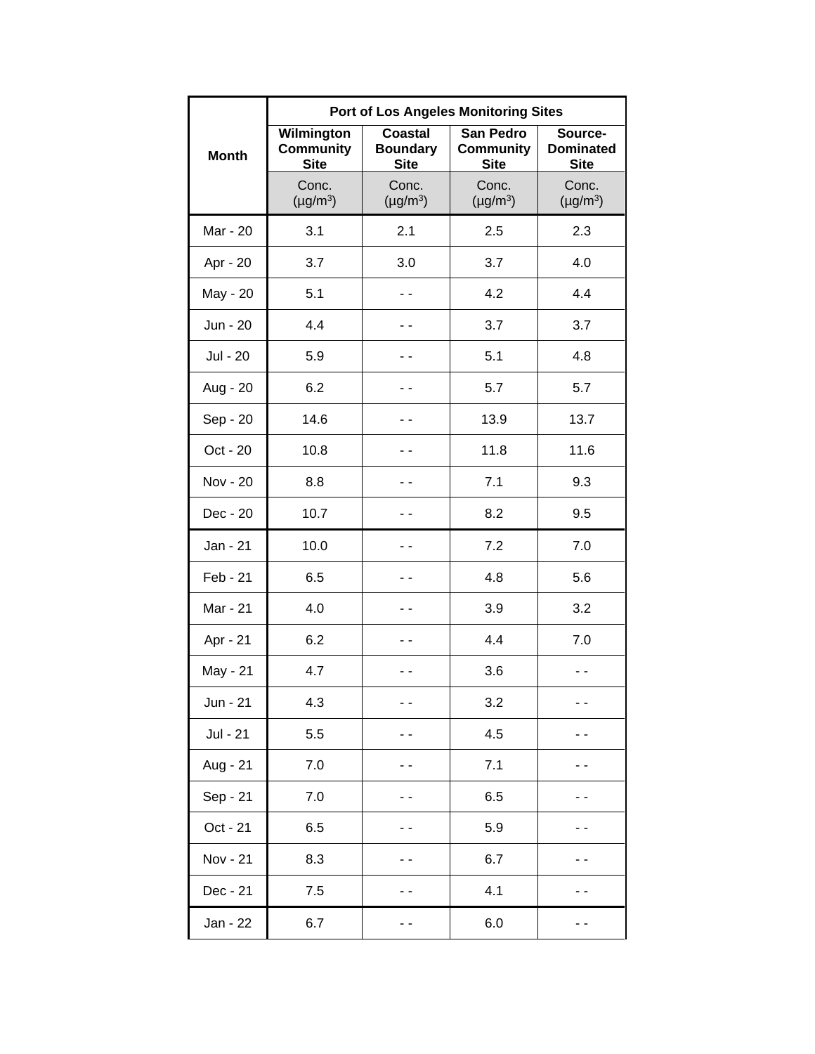| Month | Port of Los Angeles Monitoring Sites | | | |
|---|---|---|---|---|
| | Wilmington Community Site | Coastal Boundary Site | San Pedro Community Site | Source-Dominated Site |
| | Conc. (µg/m³) | Conc. (µg/m³) | Conc. (µg/m³) | Conc. (µg/m³) |
| Mar - 20 | 3.1 | 2.1 | 2.5 | 2.3 |
| Apr - 20 | 3.7 | 3.0 | 3.7 | 4.0 |
| May - 20 | 5.1 | - - | 4.2 | 4.4 |
| Jun - 20 | 4.4 | - - | 3.7 | 3.7 |
| Jul - 20 | 5.9 | - - | 5.1 | 4.8 |
| Aug - 20 | 6.2 | - - | 5.7 | 5.7 |
| Sep - 20 | 14.6 | - - | 13.9 | 13.7 |
| Oct - 20 | 10.8 | - - | 11.8 | 11.6 |
| Nov - 20 | 8.8 | - - | 7.1 | 9.3 |
| Dec - 20 | 10.7 | - - | 8.2 | 9.5 |
| Jan - 21 | 10.0 | - - | 7.2 | 7.0 |
| Feb - 21 | 6.5 | - - | 4.8 | 5.6 |
| Mar - 21 | 4.0 | - - | 3.9 | 3.2 |
| Apr - 21 | 6.2 | - - | 4.4 | 7.0 |
| May - 21 | 4.7 | - - | 3.6 | - - |
| Jun - 21 | 4.3 | - - | 3.2 | - - |
| Jul - 21 | 5.5 | - - | 4.5 | - - |
| Aug - 21 | 7.0 | - - | 7.1 | - - |
| Sep - 21 | 7.0 | - - | 6.5 | - - |
| Oct - 21 | 6.5 | - - | 5.9 | - - |
| Nov - 21 | 8.3 | - - | 6.7 | - - |
| Dec - 21 | 7.5 | - - | 4.1 | - - |
| Jan - 22 | 6.7 | - - | 6.0 | - - |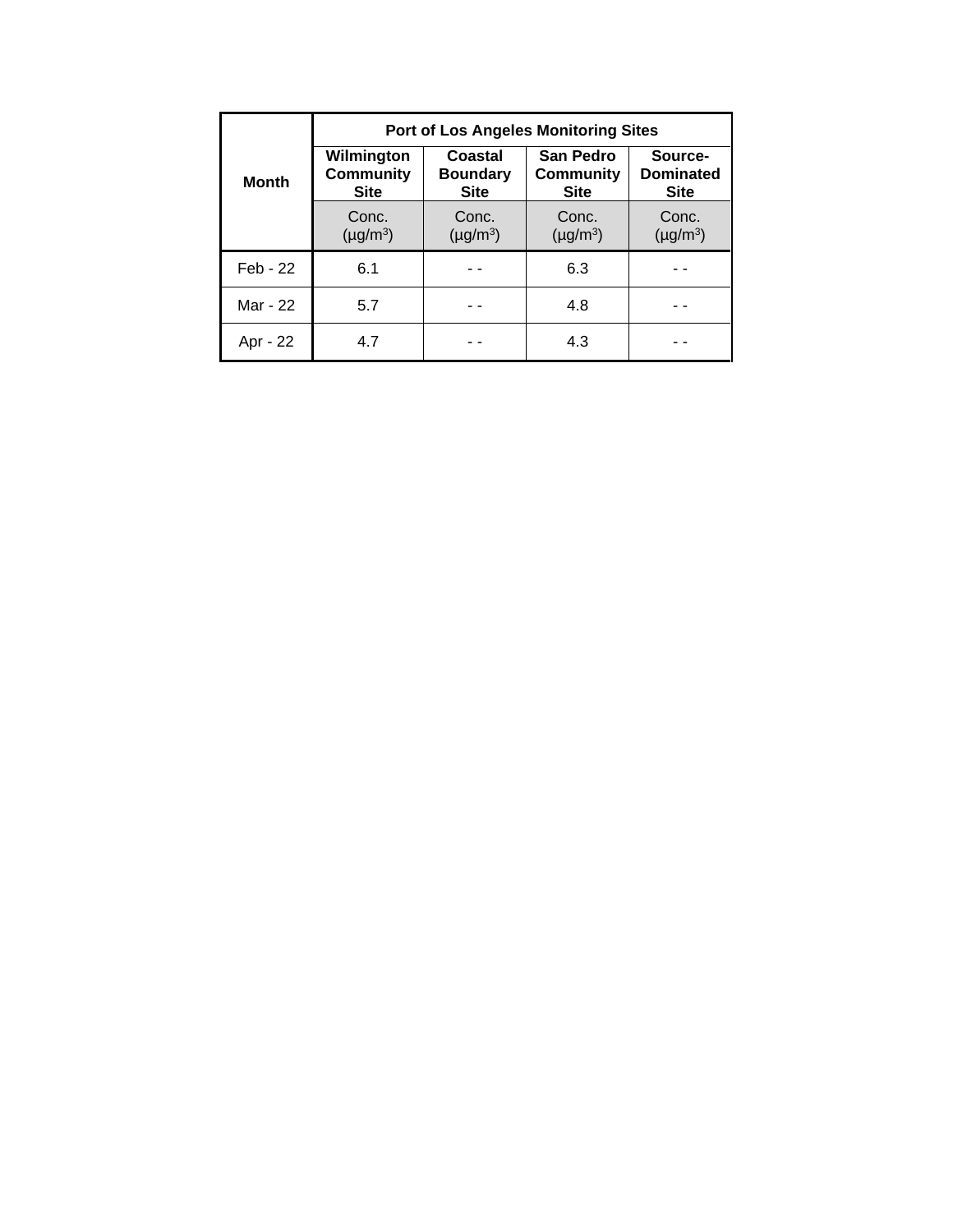| Month | Port of Los Angeles Monitoring Sites | | | |
|---|---|---|---|---|
| | Wilmington Community Site | Coastal Boundary Site | San Pedro Community Site | Source-Dominated Site |
| | Conc. (μg/m$^3$) | Conc. (μg/m$^3$) | Conc. (μg/m$^3$) | Conc. (μg/m$^3$) |
| Feb - 22 | 6.1 | - - | 6.3 | - - |
| Mar - 22 | 5.7 | - - | 4.8 | - - |
| Apr - 22 | 4.7 | - - | 4.3 | - - |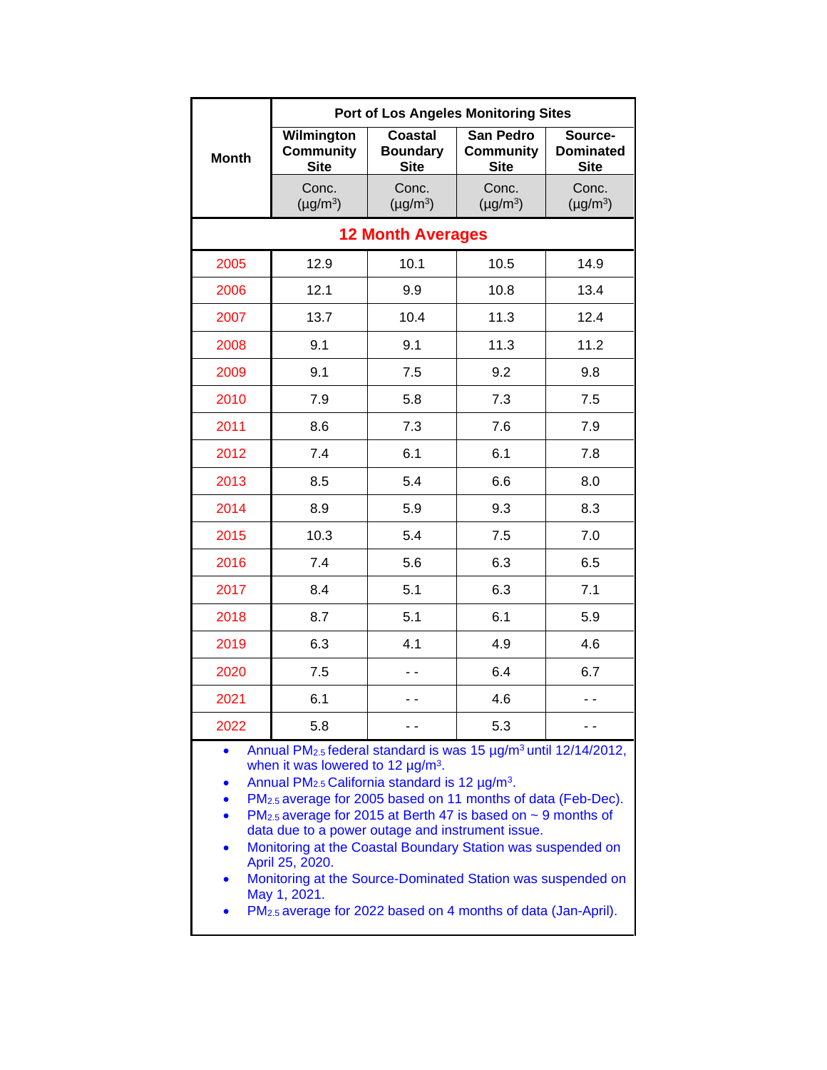| Month | Port of Los Angeles Monitoring Sites | | | |
|---|---|---|---|---|
| | Wilmington Community Site | Coastal Boundary Site | San Pedro Community Site | Source-Dominated Site |
| | Conc. (μg/m$^3$) | Conc. (μg/m$^3$) | Conc. (μg/m$^3$) | Conc. (μg/m$^3$) |
| **12 Month Averages** | | | | |
| 2005 | 12.9 | 10.1 | 10.5 | 14.9 |
| 2006 | 12.1 | 9.9 | 10.8 | 13.4 |
| 2007 | 13.7 | 10.4 | 11.3 | 12.4 |
| 2008 | 9.1 | 9.1 | 11.3 | 11.2 |
| 2009 | 9.1 | 7.5 | 9.2 | 9.8 |
| 2010 | 7.9 | 5.8 | 7.3 | 7.5 |
| 2011 | 8.6 | 7.3 | 7.6 | 7.9 |
| 2012 | 7.4 | 6.1 | 6.1 | 7.8 |
| 2013 | 8.5 | 5.4 | 6.6 | 8.0 |
| 2014 | 8.9 | 5.9 | 9.3 | 8.3 |
| 2015 | 10.3 | 5.4 | 7.5 | 7.0 |
| 2016 | 7.4 | 5.6 | 6.3 | 6.5 |
| 2017 | 8.4 | 5.1 | 6.3 | 7.1 |
| 2018 | 8.7 | 5.1 | 6.1 | 5.9 |
| 2019 | 6.3 | 4.1 | 4.9 | 4.6 |
| 2020 | 7.5 | - - | 6.4 | 6.7 |
| 2021 | 6.1 | - - | 4.6 | - - |
| 2022 | 5.8 | - - | 5.3 | - - |

- Annual $PM_{2.5}$ federal standard is was 15 μg/m$^3$ until 12/14/2012, when it was lowered to 12 μg/m$^3$.
- Annual $PM_{2.5}$ California standard is 12 μg/m$^3$.
- $PM_{2.5}$ average for 2005 based on 11 months of data (Feb-Dec).
- $PM_{2.5}$ average for 2015 at Berth 47 is based on ~ 9 months of data due to a power outage and instrument issue.
- Monitoring at the Coastal Boundary Station was suspended on April 25, 2020.
- Monitoring at the Source-Dominated Station was suspended on May 1, 2021.
- $PM_{2.5}$ average for 2022 based on 4 months of data (Jan-April).